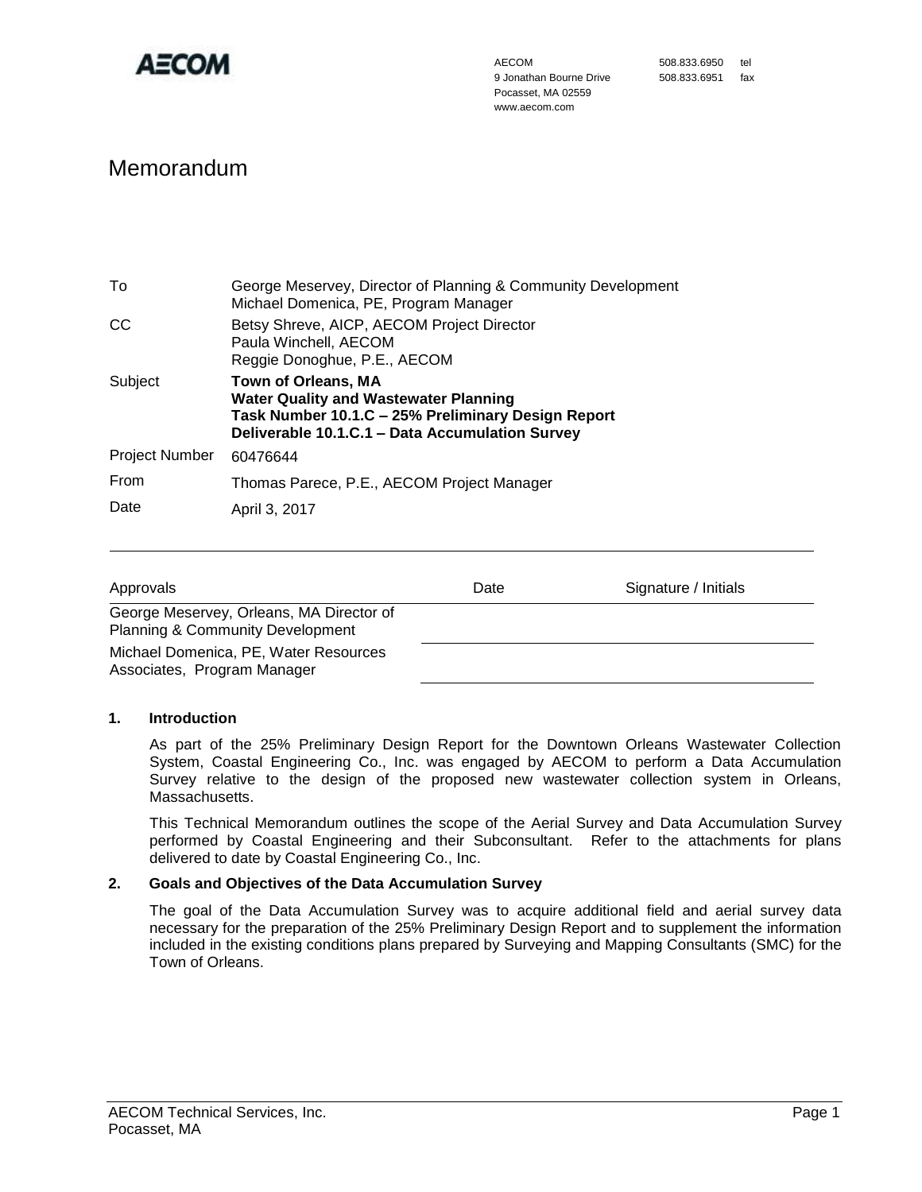AECOM
9 Jonathan Bourne Drive
Pocasset, MA 02559
www.aecom.com

508.833.6950 tel
508.833.6951 fax

# Memorandum

| | |
|---|---|
| To | George Meservey, Director of Planning & Community Development<br>Michael Domenica, PE, Program Manager |
| CC | Betsy Shreve, AICP, AECOM Project Director<br>Paula Winchell, AECOM<br>Reggie Donoghue, P.E., AECOM |
| Subject | **Town of Orleans, MA**<br>**Water Quality and Wastewater Planning**<br>**Task Number 10.1.C – 25% Preliminary Design Report**<br>**Deliverable 10.1.C.1 – Data Accumulation Survey** |
| Project Number | 60476644 |
| From | Thomas Parece, P.E., AECOM Project Manager |
| Date | April 3, 2017 |

| Approvals | Date | Signature / Initials |
|---|---|---|
| George Meservey, Orleans, MA Director of Planning & Community Development | | |
| Michael Domenica, PE, Water Resources Associates, Program Manager | | |

## 1. Introduction

As part of the 25% Preliminary Design Report for the Downtown Orleans Wastewater Collection System, Coastal Engineering Co., Inc. was engaged by AECOM to perform a Data Accumulation Survey relative to the design of the proposed new wastewater collection system in Orleans, Massachusetts.

This Technical Memorandum outlines the scope of the Aerial Survey and Data Accumulation Survey performed by Coastal Engineering and their Subconsultant. Refer to the attachments for plans delivered to date by Coastal Engineering Co., Inc.

## 2. Goals and Objectives of the Data Accumulation Survey

The goal of the Data Accumulation Survey was to acquire additional field and aerial survey data necessary for the preparation of the 25% Preliminary Design Report and to supplement the information included in the existing conditions plans prepared by Surveying and Mapping Consultants (SMC) for the Town of Orleans.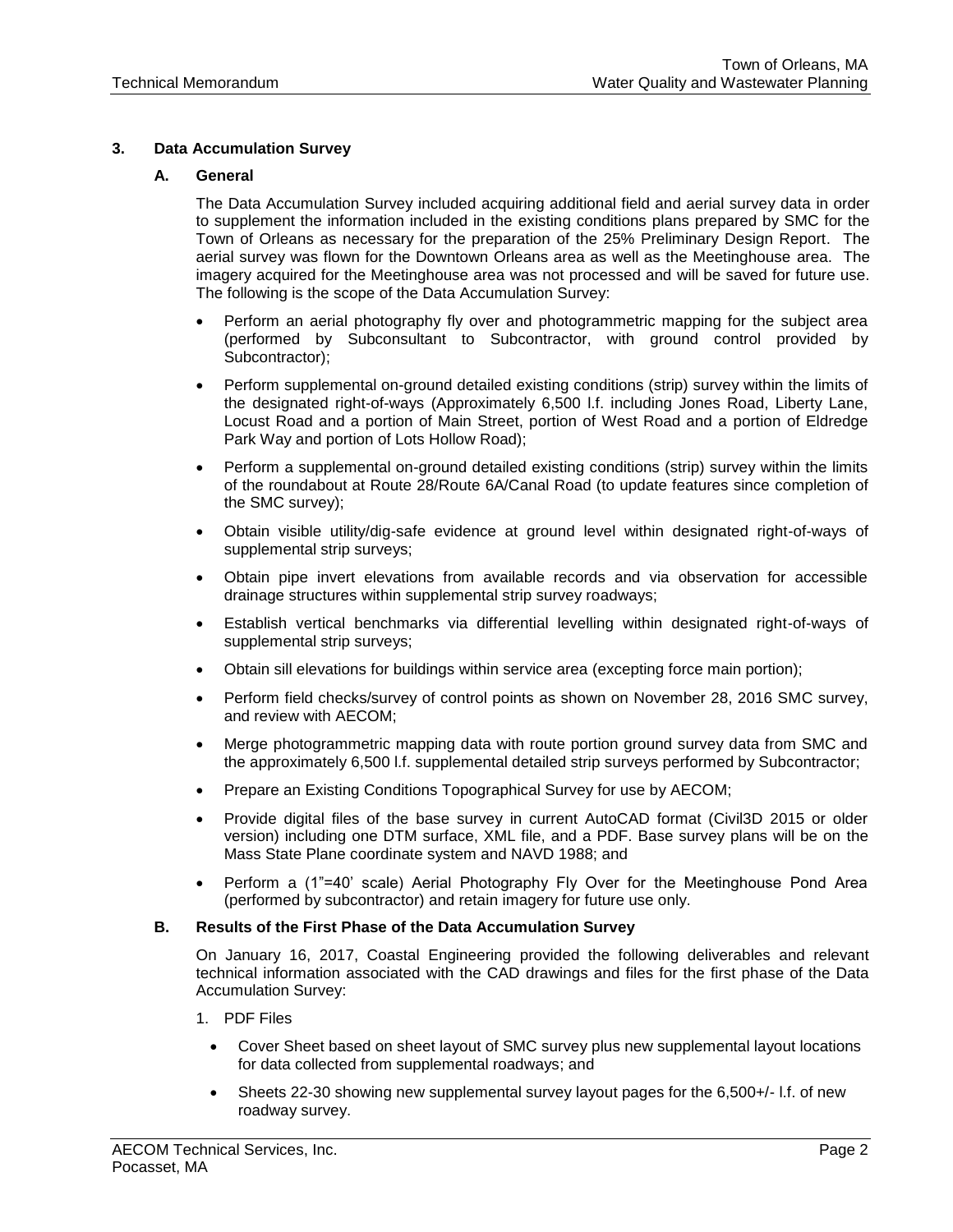### 3. Data Accumulation Survey

#### A. General

The Data Accumulation Survey included acquiring additional field and aerial survey data in order to supplement the information included in the existing conditions plans prepared by SMC for the Town of Orleans as necessary for the preparation of the 25% Preliminary Design Report. The aerial survey was flown for the Downtown Orleans area as well as the Meetinghouse area. The imagery acquired for the Meetinghouse area was not processed and will be saved for future use. The following is the scope of the Data Accumulation Survey:

- Perform an aerial photography fly over and photogrammetric mapping for the subject area (performed by Subconsultant to Subcontractor, with ground control provided by Subcontractor);
- Perform supplemental on-ground detailed existing conditions (strip) survey within the limits of the designated right-of-ways (Approximately 6,500 l.f. including Jones Road, Liberty Lane, Locust Road and a portion of Main Street, portion of West Road and a portion of Eldredge Park Way and portion of Lots Hollow Road);
- Perform a supplemental on-ground detailed existing conditions (strip) survey within the limits of the roundabout at Route 28/Route 6A/Canal Road (to update features since completion of the SMC survey);
- Obtain visible utility/dig-safe evidence at ground level within designated right-of-ways of supplemental strip surveys;
- Obtain pipe invert elevations from available records and via observation for accessible drainage structures within supplemental strip survey roadways;
- Establish vertical benchmarks via differential levelling within designated right-of-ways of supplemental strip surveys;
- Obtain sill elevations for buildings within service area (excepting force main portion);
- Perform field checks/survey of control points as shown on November 28, 2016 SMC survey, and review with AECOM;
- Merge photogrammetric mapping data with route portion ground survey data from SMC and the approximately 6,500 l.f. supplemental detailed strip surveys performed by Subcontractor;
- Prepare an Existing Conditions Topographical Survey for use by AECOM;
- Provide digital files of the base survey in current AutoCAD format (Civil3D 2015 or older version) including one DTM surface, XML file, and a PDF. Base survey plans will be on the Mass State Plane coordinate system and NAVD 1988; and
- Perform a (1"=40' scale) Aerial Photography Fly Over for the Meetinghouse Pond Area (performed by subcontractor) and retain imagery for future use only.

#### B. Results of the First Phase of the Data Accumulation Survey

On January 16, 2017, Coastal Engineering provided the following deliverables and relevant technical information associated with the CAD drawings and files for the first phase of the Data Accumulation Survey:

1. PDF Files
   - Cover Sheet based on sheet layout of SMC survey plus new supplemental layout locations for data collected from supplemental roadways; and
   - Sheets 22-30 showing new supplemental survey layout pages for the 6,500+/- l.f. of new roadway survey.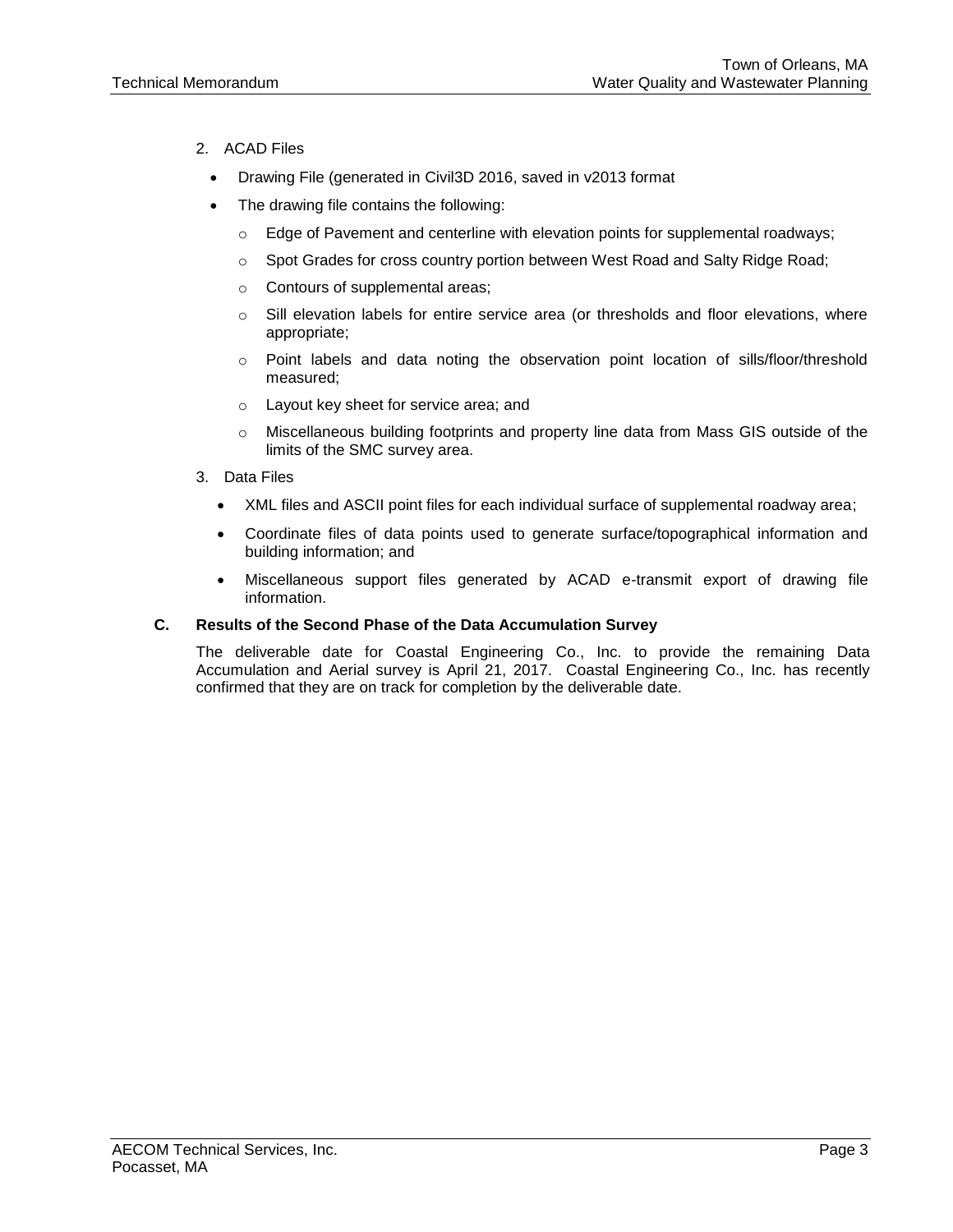2. ACAD Files

- Drawing File (generated in Civil3D 2016, saved in v2013 format
- The drawing file contains the following:
  - Edge of Pavement and centerline with elevation points for supplemental roadways;
  - Spot Grades for cross country portion between West Road and Salty Ridge Road;
  - Contours of supplemental areas;
  - Sill elevation labels for entire service area (or thresholds and floor elevations, where appropriate;
  - Point labels and data noting the observation point location of sills/floor/threshold measured;
  - Layout key sheet for service area; and
  - Miscellaneous building footprints and property line data from Mass GIS outside of the limits of the SMC survey area.

3. Data Files

- XML files and ASCII point files for each individual surface of supplemental roadway area;
- Coordinate files of data points used to generate surface/topographical information and building information; and
- Miscellaneous support files generated by ACAD e-transmit export of drawing file information.

### C. Results of the Second Phase of the Data Accumulation Survey

The deliverable date for Coastal Engineering Co., Inc. to provide the remaining Data Accumulation and Aerial survey is April 21, 2017. Coastal Engineering Co., Inc. has recently confirmed that they are on track for completion by the deliverable date.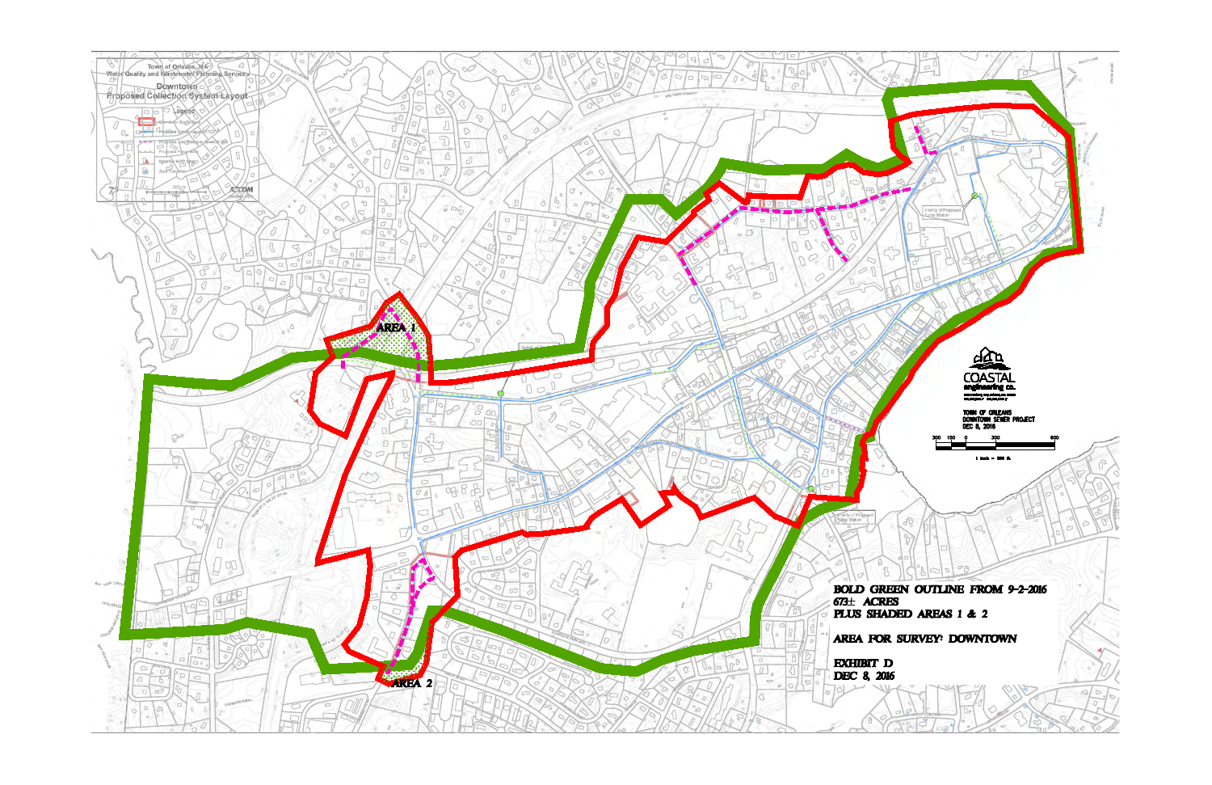Town of Orleans, MA
Water Quality and Wastewater Planning Services

Downtown
Proposed Collection System Layout

AREA 1

AREA 2

COASTAL engineering co.

TOWN OF ORLEANS
DOWNTOWN SEWER PROJECT
DEC 8, 2016

1 inch = 300 ft.

BOLD GREEN OUTLINE FROM 9-2-2016
673± ACRES
PLUS SHADED AREAS 1 & 2

AREA FOR SURVEY: DOWNTOWN

EXHIBIT D
DEC 8, 2016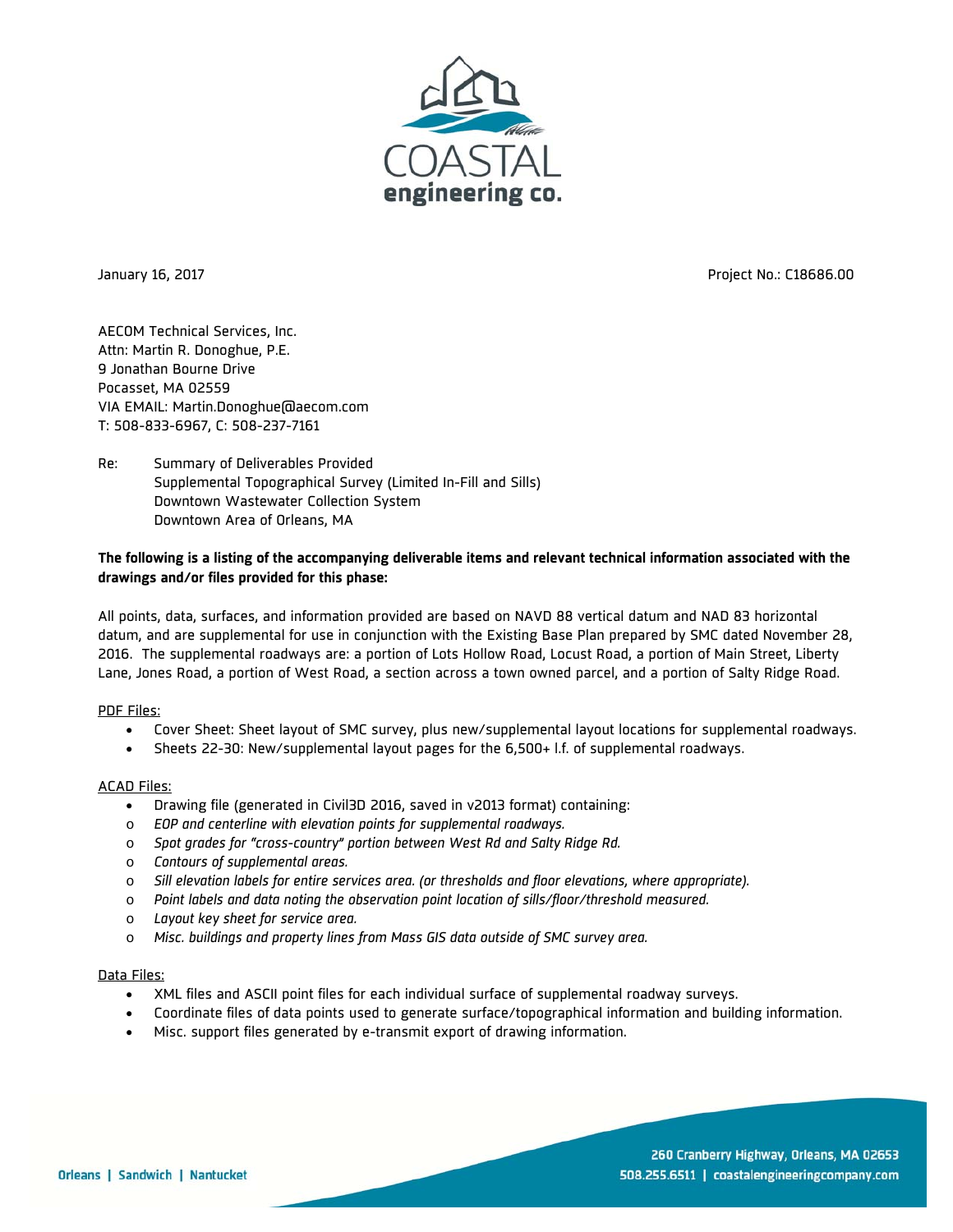COASTAL
engineering co.

January 16, 2017

Project No.: C18686.00

AECOM Technical Services, Inc.
Attn: Martin R. Donoghue, P.E.
9 Jonathan Bourne Drive
Pocasset, MA 02559
VIA EMAIL: Martin.Donoghue@aecom.com
T: 508-833-6967, C: 508-237-7161

Re: Summary of Deliverables Provided
Supplemental Topographical Survey (Limited In-Fill and Sills)
Downtown Wastewater Collection System
Downtown Area of Orleans, MA

**The following is a listing of the accompanying deliverable items and relevant technical information associated with the drawings and/or files provided for this phase:**

All points, data, surfaces, and information provided are based on NAVD 88 vertical datum and NAD 83 horizontal datum, and are supplemental for use in conjunction with the Existing Base Plan prepared by SMC dated November 28, 2016. The supplemental roadways are: a portion of Lots Hollow Road, Locust Road, a portion of Main Street, Liberty Lane, Jones Road, a portion of West Road, a section across a town owned parcel, and a portion of Salty Ridge Road.

PDF Files:

- Cover Sheet: Sheet layout of SMC survey, plus new/supplemental layout locations for supplemental roadways.
- Sheets 22-30: New/supplemental layout pages for the 6,500+ l.f. of supplemental roadways.

ACAD Files:

- Drawing file (generated in Civil3D 2016, saved in v2013 format) containing:
  - *EOP and centerline with elevation points for supplemental roadways.*
  - *Spot grades for "cross-country" portion between West Rd and Salty Ridge Rd.*
  - *Contours of supplemental areas.*
  - *Sill elevation labels for entire services area. (or thresholds and floor elevations, where appropriate).*
  - *Point labels and data noting the observation point location of sills/floor/threshold measured.*
  - *Layout key sheet for service area.*
  - *Misc. buildings and property lines from Mass GIS data outside of SMC survey area.*

Data Files:

- XML files and ASCII point files for each individual surface of supplemental roadway surveys.
- Coordinate files of data points used to generate surface/topographical information and building information.
- Misc. support files generated by e-transmit export of drawing information.

Orleans | Sandwich | Nantucket

260 Cranberry Highway, Orleans, MA 02653
508.255.6511 | coastalengineeringcompany.com